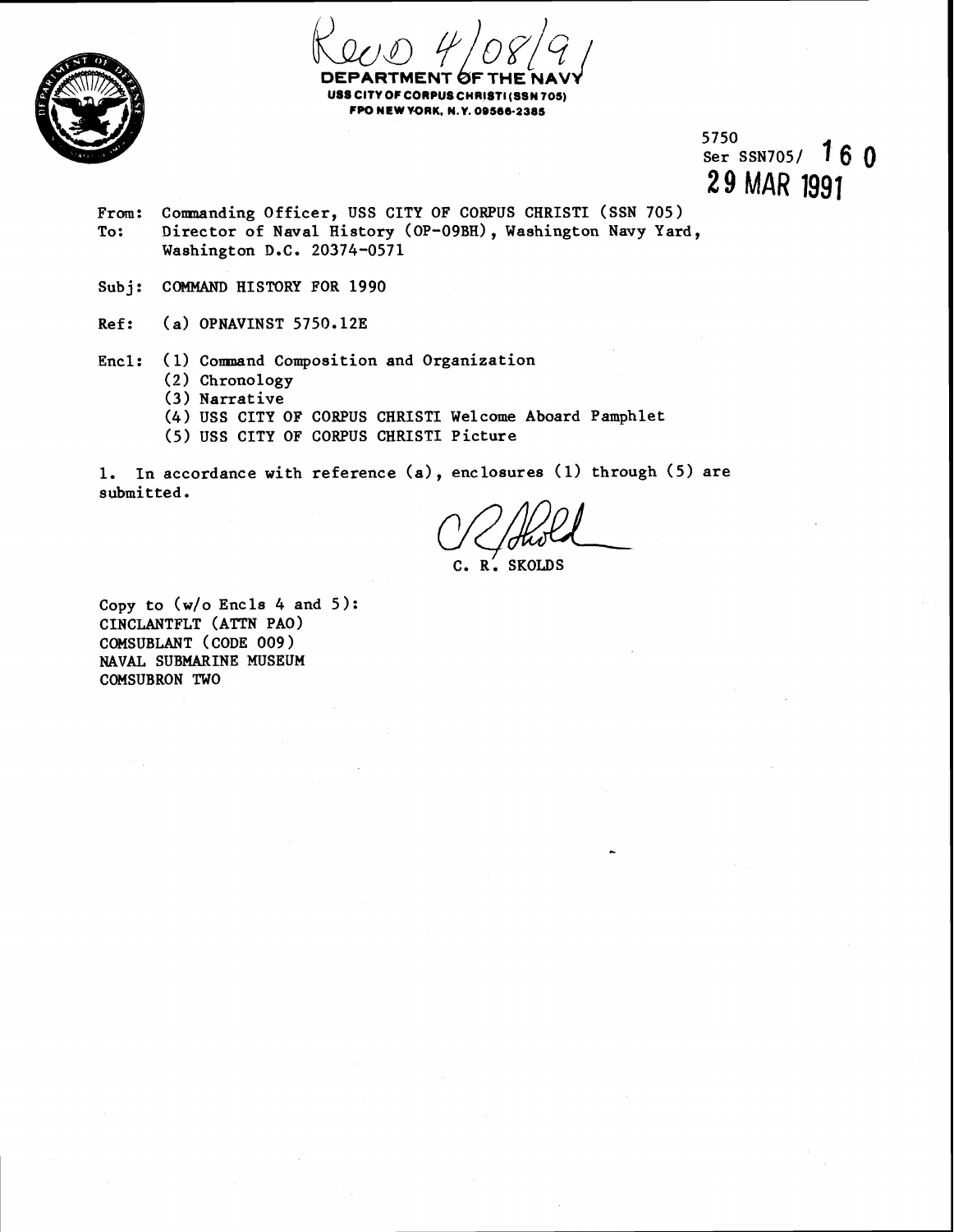Recd 4/08/91

**DEPARTMENT OF THE NAVY**
**USS CITY OF CORPUS CHRISTI (SSN 705)**
**FPO NEW YORK, N.Y. 09566-2385**

5750
Ser SSN705/ **160**
**29 MAR 1991**

From: Commanding Officer, USS CITY OF CORPUS CHRISTI (SSN 705)
To: Director of Naval History (OP-09BH), Washington Navy Yard, Washington D.C. 20374-0571

Subj: COMMAND HISTORY FOR 1990

Ref: (a) OPNAVINST 5750.12E

Encl: (1) Command Composition and Organization
(2) Chronology
(3) Narrative
(4) USS CITY OF CORPUS CHRISTI Welcome Aboard Pamphlet
(5) USS CITY OF CORPUS CHRISTI Picture

1. In accordance with reference (a), enclosures (1) through (5) are submitted.

C. R. SKOLDS

Copy to (w/o Encls 4 and 5):
CINCLANTFLT (ATTN PAO)
COMSUBLANT (CODE 009)
NAVAL SUBMARINE MUSEUM
COMSUBRON TWO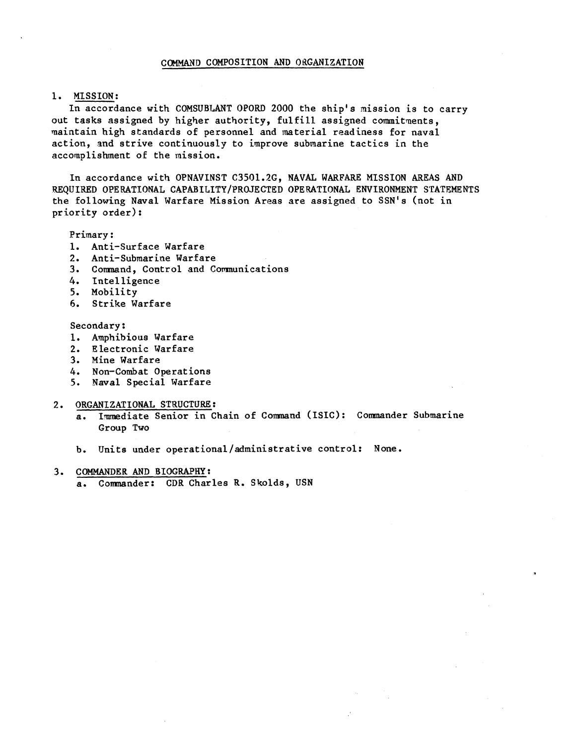# COMMAND COMPOSITION AND ORGANIZATION

## 1. MISSION:

In accordance with COMSUBLANT OPORD 2000 the ship's mission is to carry out tasks assigned by higher authority, fulfill assigned commitments, maintain high standards of personnel and material readiness for naval action, and strive continuously to improve submarine tactics in the accomplishment of the mission.

In accordance with OPNAVINST C3501.2G, NAVAL WARFARE MISSION AREAS AND REQUIRED OPERATIONAL CAPABILITY/PROJECTED OPERATIONAL ENVIRONMENT STATEMENTS the following Naval Warfare Mission Areas are assigned to SSN's (not in priority order):

Primary:

1. Anti-Surface Warfare
2. Anti-Submarine Warfare
3. Command, Control and Communications
4. Intelligence
5. Mobility
6. Strike Warfare

Secondary:

1. Amphibious Warfare
2. Electronic Warfare
3. Mine Warfare
4. Non-Combat Operations
5. Naval Special Warfare

## 2. ORGANIZATIONAL STRUCTURE:

a. Immediate Senior in Chain of Command (ISIC): Commander Submarine Group Two

b. Units under operational/administrative control: None.

## 3. COMMANDER AND BIOGRAPHY:

a. Commander: CDR Charles R. Skolds, USN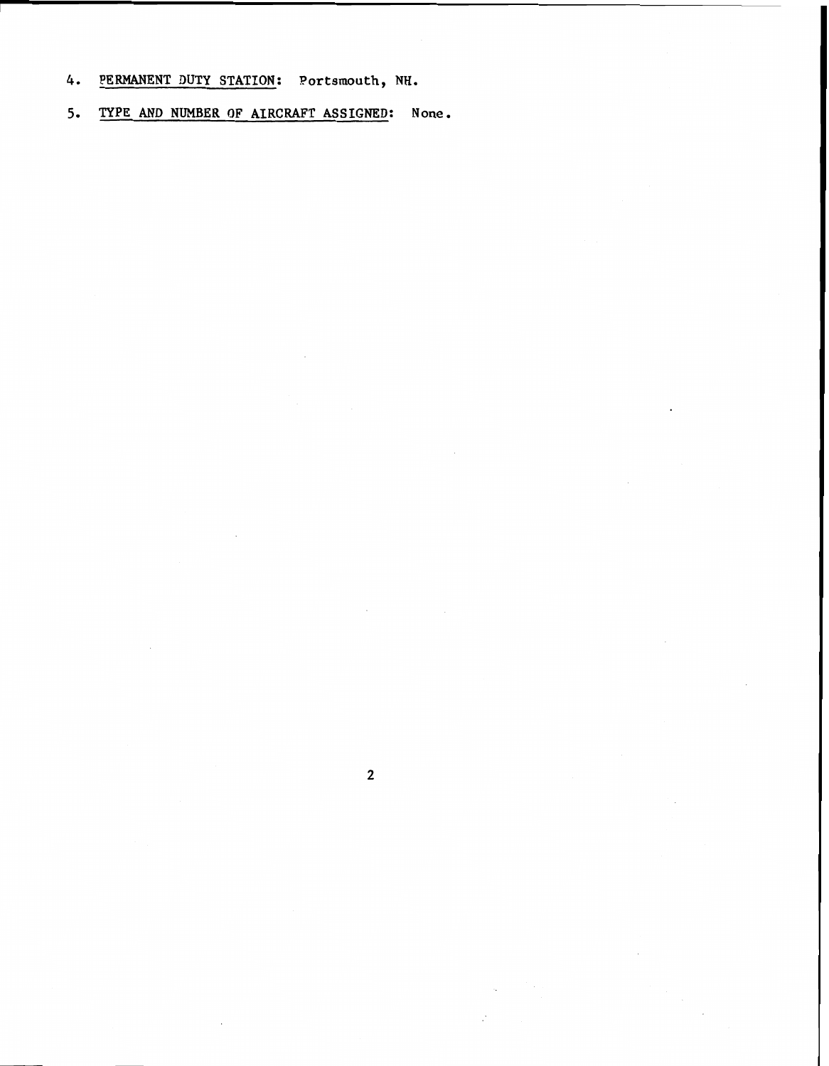4. <u>PERMANENT DUTY STATION</u>: Portsmouth, NH.

5. <u>TYPE AND NUMBER OF AIRCRAFT ASSIGNED</u>: None.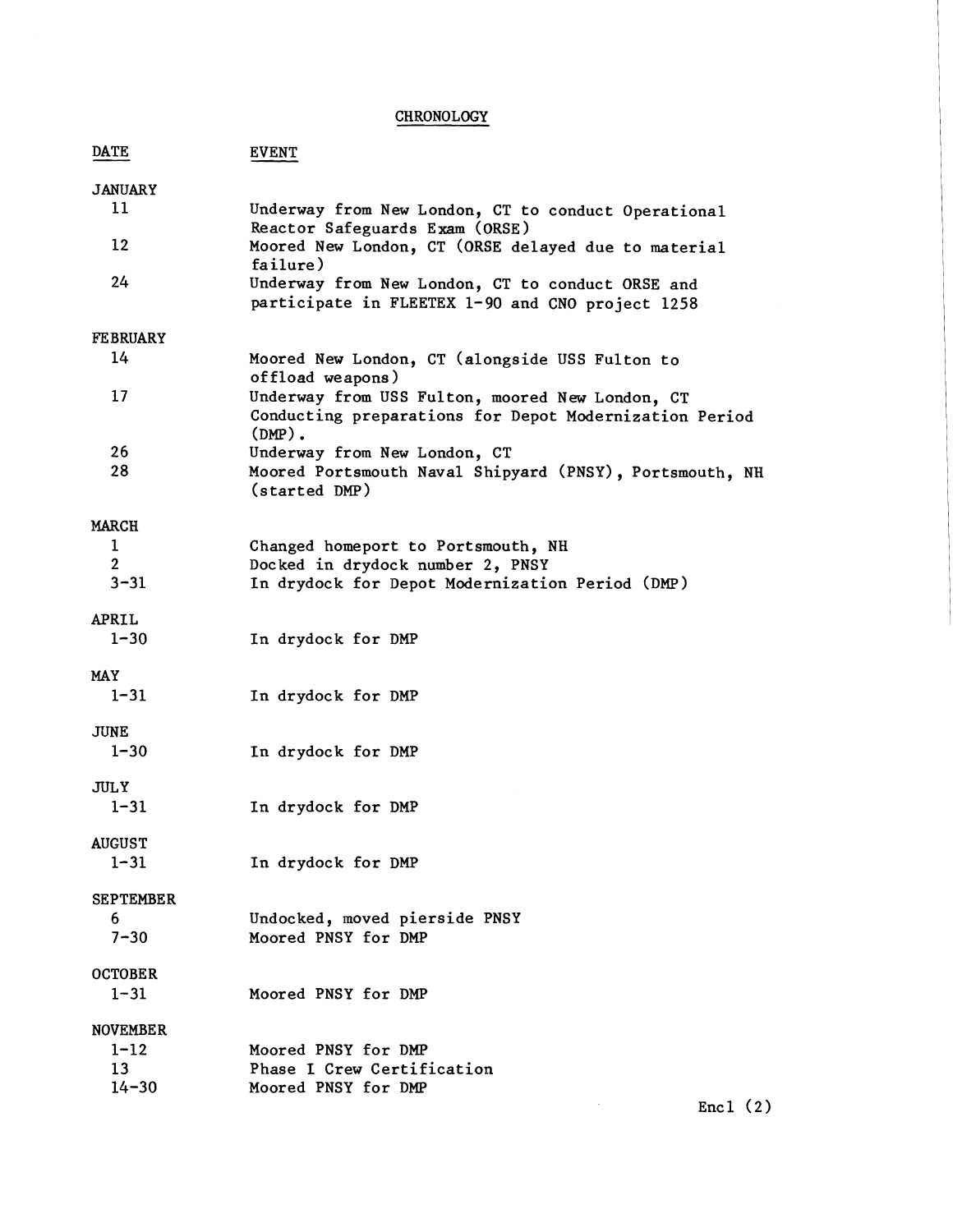# CHRONOLOGY

| DATE | EVENT |
|---|---|
| **JANUARY** | |
| 11 | Underway from New London, CT to conduct Operational Reactor Safeguards Exam (ORSE) |
| 12 | Moored New London, CT (ORSE delayed due to material failure) |
| 24 | Underway from New London, CT to conduct ORSE and participate in FLEETEX 1-90 and CNO project 1258 |
| **FEBRUARY** | |
| 14 | Moored New London, CT (alongside USS Fulton to offload weapons) |
| 17 | Underway from USS Fulton, moored New London, CT Conducting preparations for Depot Modernization Period (DMP). |
| 26 | Underway from New London, CT |
| 28 | Moored Portsmouth Naval Shipyard (PNSY), Portsmouth, NH (started DMP) |
| **MARCH** | |
| 1 | Changed homeport to Portsmouth, NH |
| 2 | Docked in drydock number 2, PNSY |
| 3-31 | In drydock for Depot Modernization Period (DMP) |
| **APRIL** | |
| 1-30 | In drydock for DMP |
| **MAY** | |
| 1-31 | In drydock for DMP |
| **JUNE** | |
| 1-30 | In drydock for DMP |
| **JULY** | |
| 1-31 | In drydock for DMP |
| **AUGUST** | |
| 1-31 | In drydock for DMP |
| **SEPTEMBER** | |
| 6 | Undocked, moved pierside PNSY |
| 7-30 | Moored PNSY for DMP |
| **OCTOBER** | |
| 1-31 | Moored PNSY for DMP |
| **NOVEMBER** | |
| 1-12 | Moored PNSY for DMP |
| 13 | Phase I Crew Certification |
| 14-30 | Moored PNSY for DMP |

Encl (2)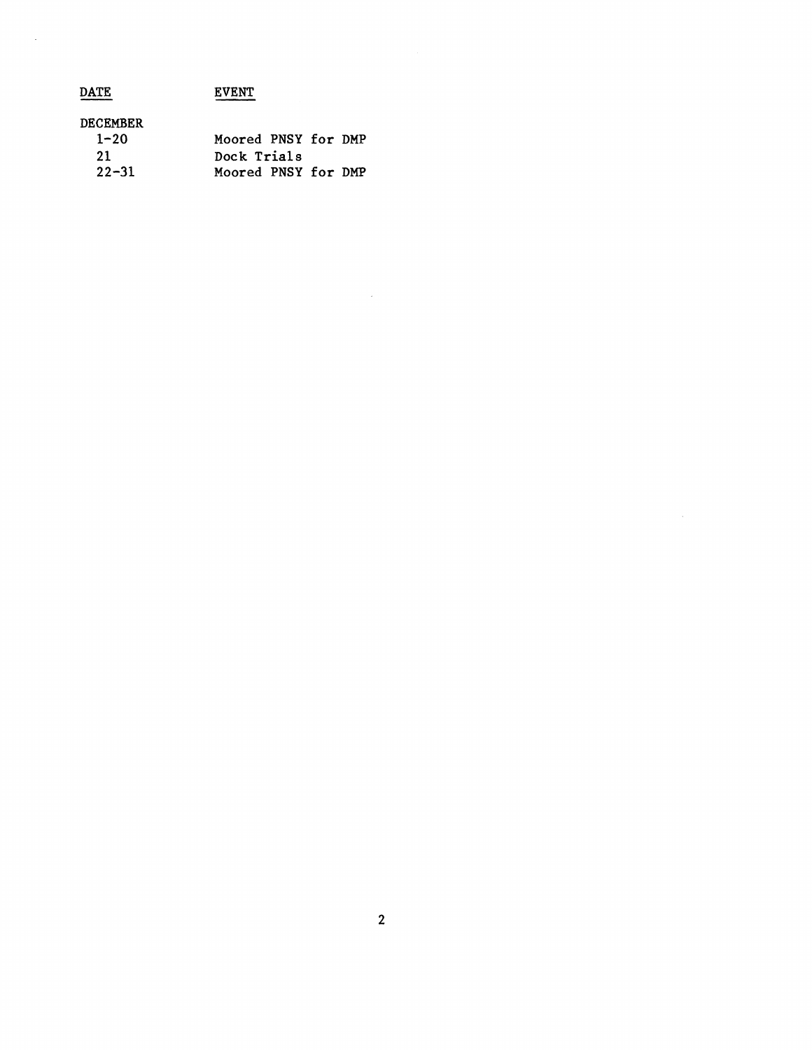| DATE | EVENT |
|---|---|
| DECEMBER | |
| 1-20 | Moored PNSY for DMP |
| 21 | Dock Trials |
| 22-31 | Moored PNSY for DMP |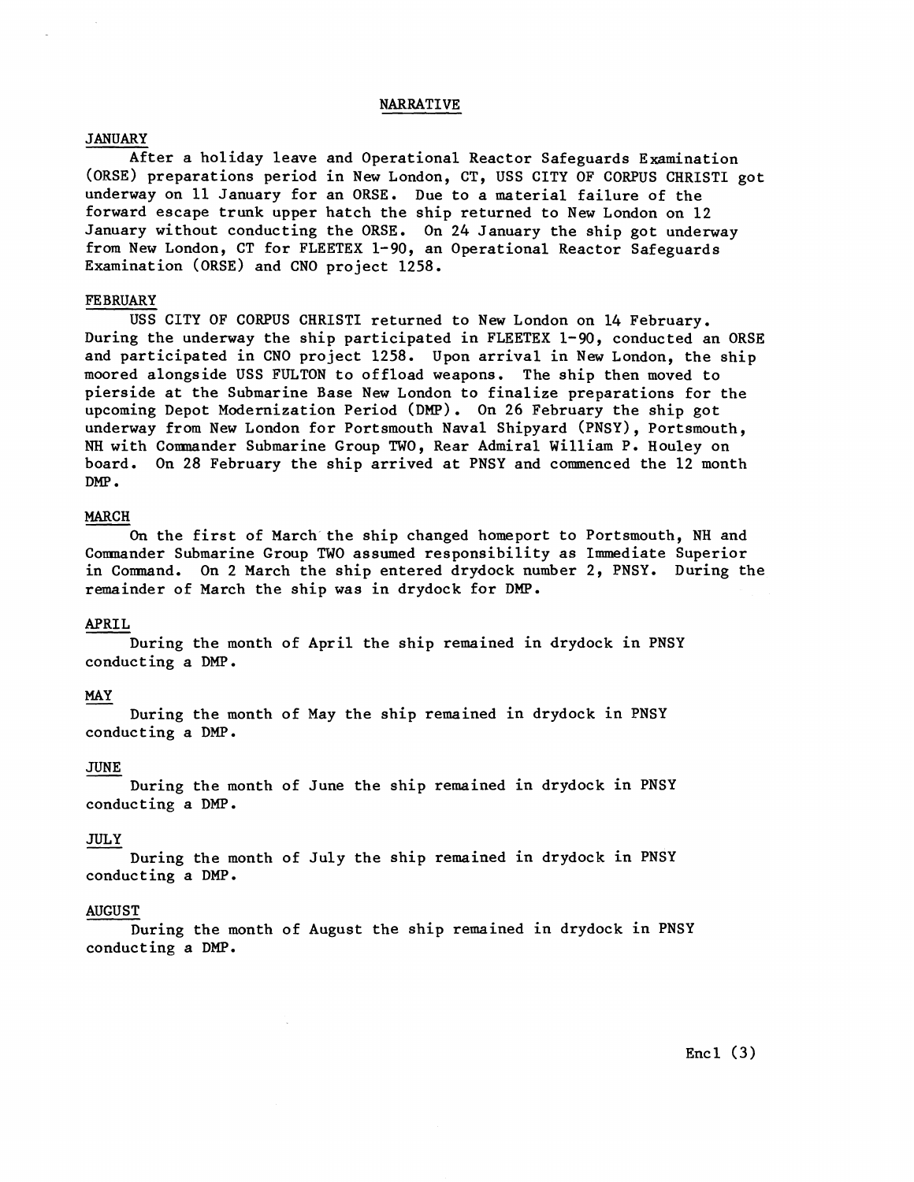# NARRATIVE

## JANUARY

After a holiday leave and Operational Reactor Safeguards Examination (ORSE) preparations period in New London, CT, USS CITY OF CORPUS CHRISTI got underway on 11 January for an ORSE. Due to a material failure of the forward escape trunk upper hatch the ship returned to New London on 12 January without conducting the ORSE. On 24 January the ship got underway from New London, CT for FLEETEX 1-90, an Operational Reactor Safeguards Examination (ORSE) and CNO project 1258.

## FEBRUARY

USS CITY OF CORPUS CHRISTI returned to New London on 14 February. During the underway the ship participated in FLEETEX 1-90, conducted an ORSE and participated in CNO project 1258. Upon arrival in New London, the ship moored alongside USS FULTON to offload weapons. The ship then moved to pierside at the Submarine Base New London to finalize preparations for the upcoming Depot Modernization Period (DMP). On 26 February the ship got underway from New London for Portsmouth Naval Shipyard (PNSY), Portsmouth, NH with Commander Submarine Group TWO, Rear Admiral William P. Houley on board. On 28 February the ship arrived at PNSY and commenced the 12 month DMP.

## MARCH

On the first of March the ship changed homeport to Portsmouth, NH and Commander Submarine Group TWO assumed responsibility as Immediate Superior in Command. On 2 March the ship entered drydock number 2, PNSY. During the remainder of March the ship was in drydock for DMP.

## APRIL

During the month of April the ship remained in drydock in PNSY conducting a DMP.

## MAY

During the month of May the ship remained in drydock in PNSY conducting a DMP.

## JUNE

During the month of June the ship remained in drydock in PNSY conducting a DMP.

## JULY

During the month of July the ship remained in drydock in PNSY conducting a DMP.

## AUGUST

During the month of August the ship remained in drydock in PNSY conducting a DMP.

Encl (3)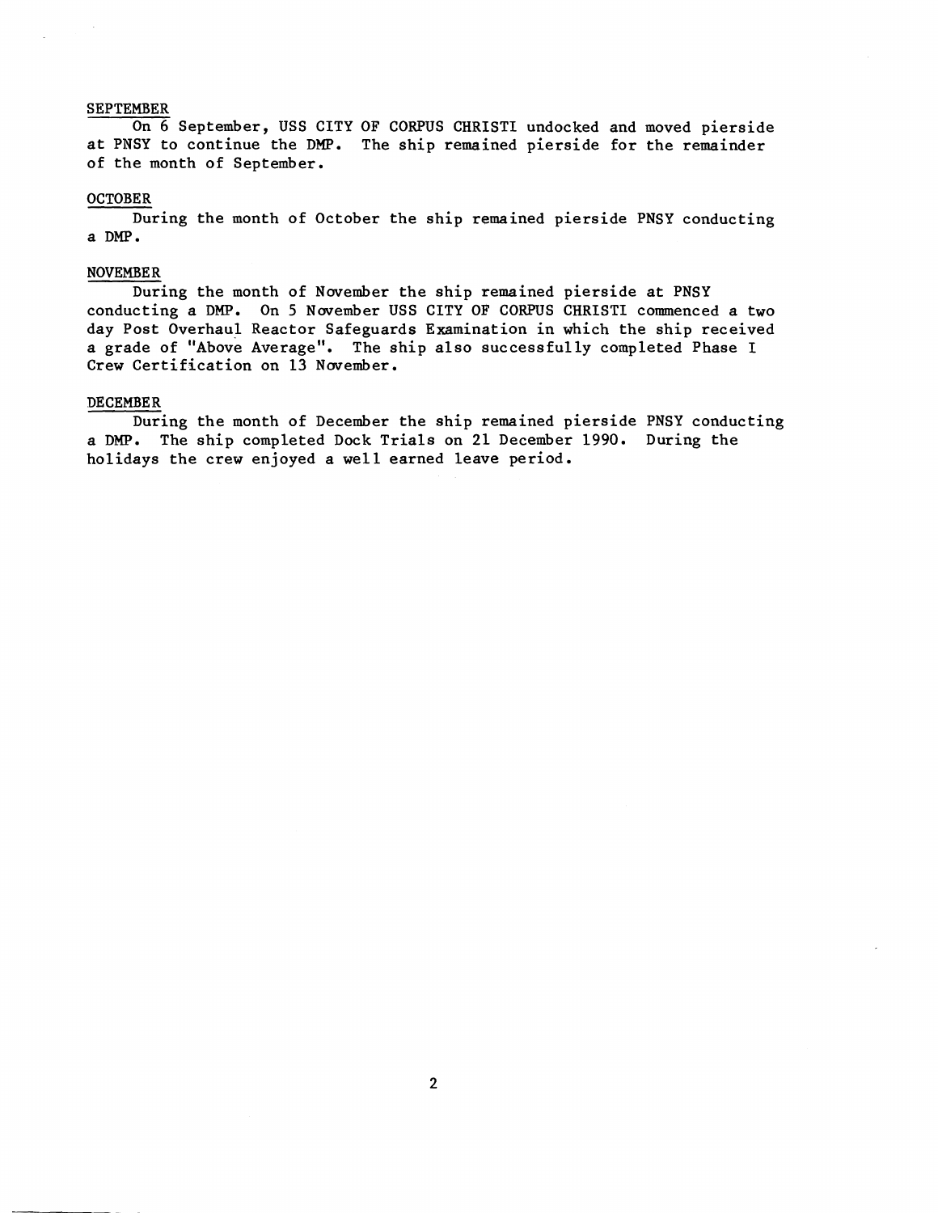SEPTEMBER

On 6 September, USS CITY OF CORPUS CHRISTI undocked and moved pierside at PNSY to continue the DMP. The ship remained pierside for the remainder of the month of September.

OCTOBER

During the month of October the ship remained pierside PNSY conducting a DMP.

NOVEMBER

During the month of November the ship remained pierside at PNSY conducting a DMP. On 5 November USS CITY OF CORPUS CHRISTI commenced a two day Post Overhaul Reactor Safeguards Examination in which the ship received a grade of "Above Average". The ship also successfully completed Phase I Crew Certification on 13 November.

DECEMBER

During the month of December the ship remained pierside PNSY conducting a DMP. The ship completed Dock Trials on 21 December 1990. During the holidays the crew enjoyed a well earned leave period.